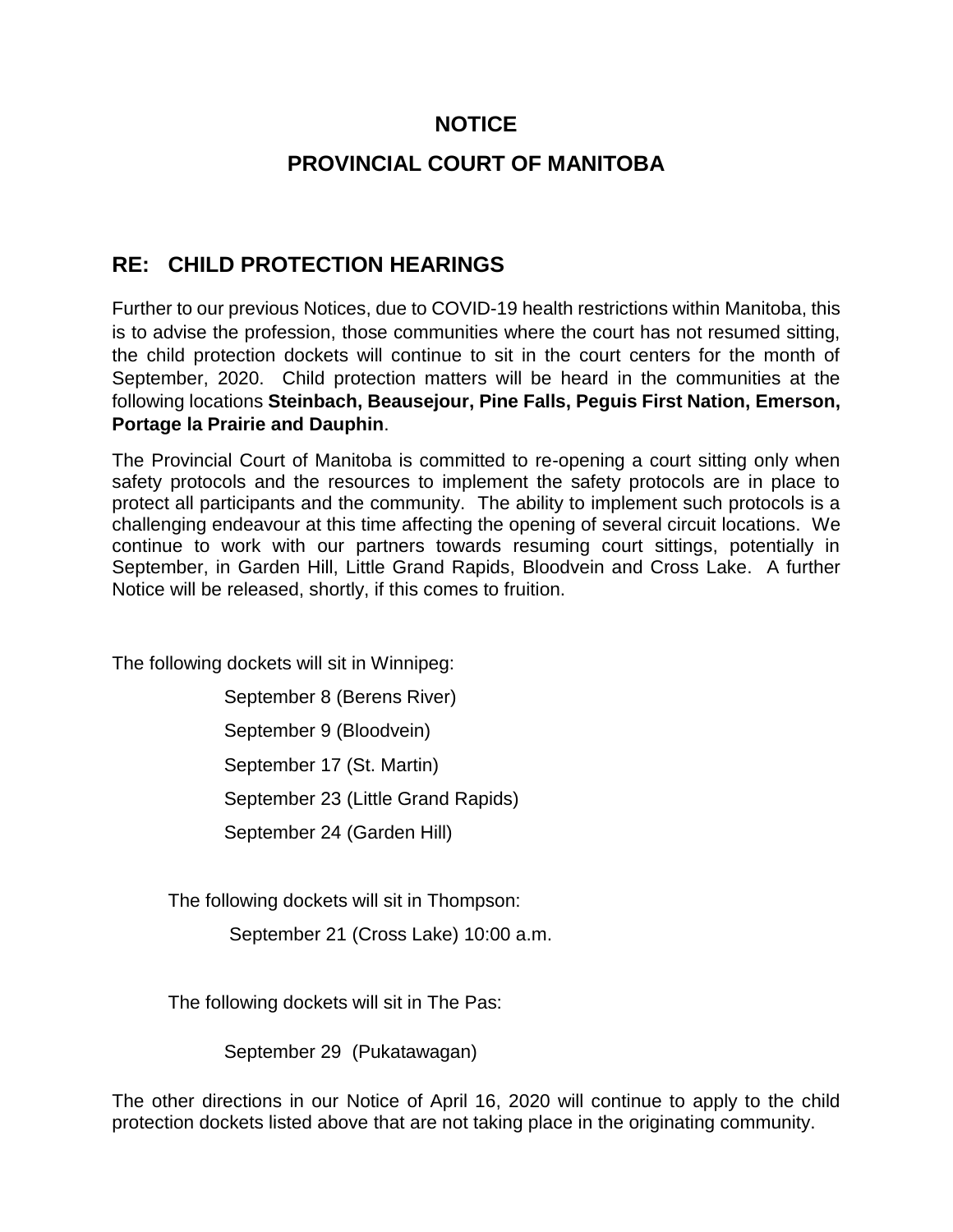# NOTICE

# PROVINCIAL COURT OF MANITOBA

## RE: CHILD PROTECTION HEARINGS

Further to our previous Notices, due to COVID-19 health restrictions within Manitoba, this is to advise the profession, those communities where the court has not resumed sitting, the child protection dockets will continue to sit in the court centers for the month of September, 2020. Child protection matters will be heard in the communities at the following locations **Steinbach, Beausejour, Pine Falls, Peguis First Nation, Emerson, Portage la Prairie and Dauphin**.

The Provincial Court of Manitoba is committed to re-opening a court sitting only when safety protocols and the resources to implement the safety protocols are in place to protect all participants and the community. The ability to implement such protocols is a challenging endeavour at this time affecting the opening of several circuit locations. We continue to work with our partners towards resuming court sittings, potentially in September, in Garden Hill, Little Grand Rapids, Bloodvein and Cross Lake. A further Notice will be released, shortly, if this comes to fruition.

The following dockets will sit in Winnipeg:

September 8 (Berens River)

September 9 (Bloodvein)

September 17 (St. Martin)

September 23 (Little Grand Rapids)

September 24 (Garden Hill)

The following dockets will sit in Thompson:

September 21 (Cross Lake) 10:00 a.m.

The following dockets will sit in The Pas:

September 29 (Pukatawagan)

The other directions in our Notice of April 16, 2020 will continue to apply to the child protection dockets listed above that are not taking place in the originating community.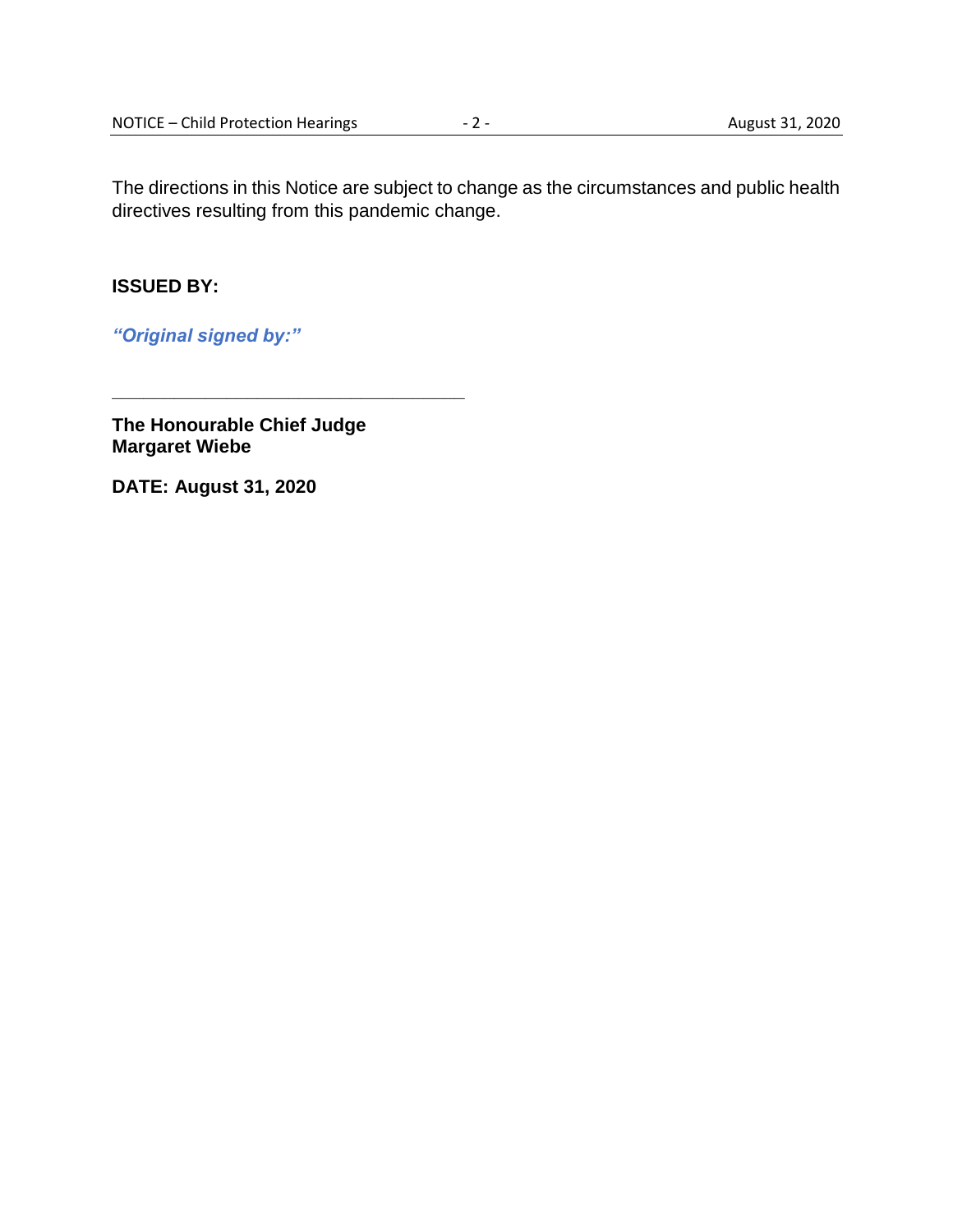The directions in this Notice are subject to change as the circumstances and public health directives resulting from this pandemic change.

**ISSUED BY:**

***"Original signed by:"***

\_\_\_\_\_\_\_\_\_\_\_\_\_\_\_\_\_\_\_\_\_\_\_\_\_\_\_\_\_\_\_\_\_\_\_\_

**The Honourable Chief Judge**
**Margaret Wiebe**

**DATE: August 31, 2020**